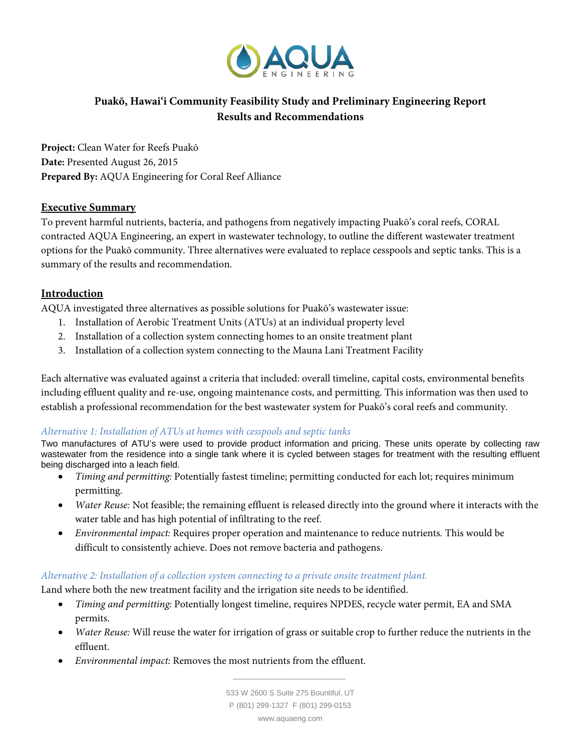# Puakō, Hawai'i Community Feasibility Study and Preliminary Engineering Report
## Results and Recommendations

**Project:** Clean Water for Reefs Puakō
**Date:** Presented August 26, 2015
**Prepared By:** AQUA Engineering for Coral Reef Alliance

## Executive Summary

To prevent harmful nutrients, bacteria, and pathogens from negatively impacting Puakō's coral reefs, CORAL contracted AQUA Engineering, an expert in wastewater technology, to outline the different wastewater treatment options for the Puakō community. Three alternatives were evaluated to replace cesspools and septic tanks. This is a summary of the results and recommendation.

## Introduction

AQUA investigated three alternatives as possible solutions for Puakō's wastewater issue:

1. Installation of Aerobic Treatment Units (ATUs) at an individual property level
2. Installation of a collection system connecting homes to an onsite treatment plant
3. Installation of a collection system connecting to the Mauna Lani Treatment Facility

Each alternative was evaluated against a criteria that included: overall timeline, capital costs, environmental benefits including effluent quality and re-use, ongoing maintenance costs, and permitting. This information was then used to establish a professional recommendation for the best wastewater system for Puakō's coral reefs and community.

### *Alternative 1: Installation of ATUs at homes with cesspools and septic tanks*

Two manufactures of ATU's were used to provide product information and pricing. These units operate by collecting raw wastewater from the residence into a single tank where it is cycled between stages for treatment with the resulting effluent being discharged into a leach field.

- *Timing and permitting:* Potentially fastest timeline; permitting conducted for each lot; requires minimum permitting.
- *Water Reuse:* Not feasible; the remaining effluent is released directly into the ground where it interacts with the water table and has high potential of infiltrating to the reef.
- *Environmental impact:* Requires proper operation and maintenance to reduce nutrients. This would be difficult to consistently achieve. Does not remove bacteria and pathogens.

### *Alternative 2: Installation of a collection system connecting to a private onsite treatment plant.*

Land where both the new treatment facility and the irrigation site needs to be identified.

- *Timing and permitting:* Potentially longest timeline, requires NPDES, recycle water permit, EA and SMA permits.
- *Water Reuse:* Will reuse the water for irrigation of grass or suitable crop to further reduce the nutrients in the effluent.
- *Environmental impact:* Removes the most nutrients from the effluent.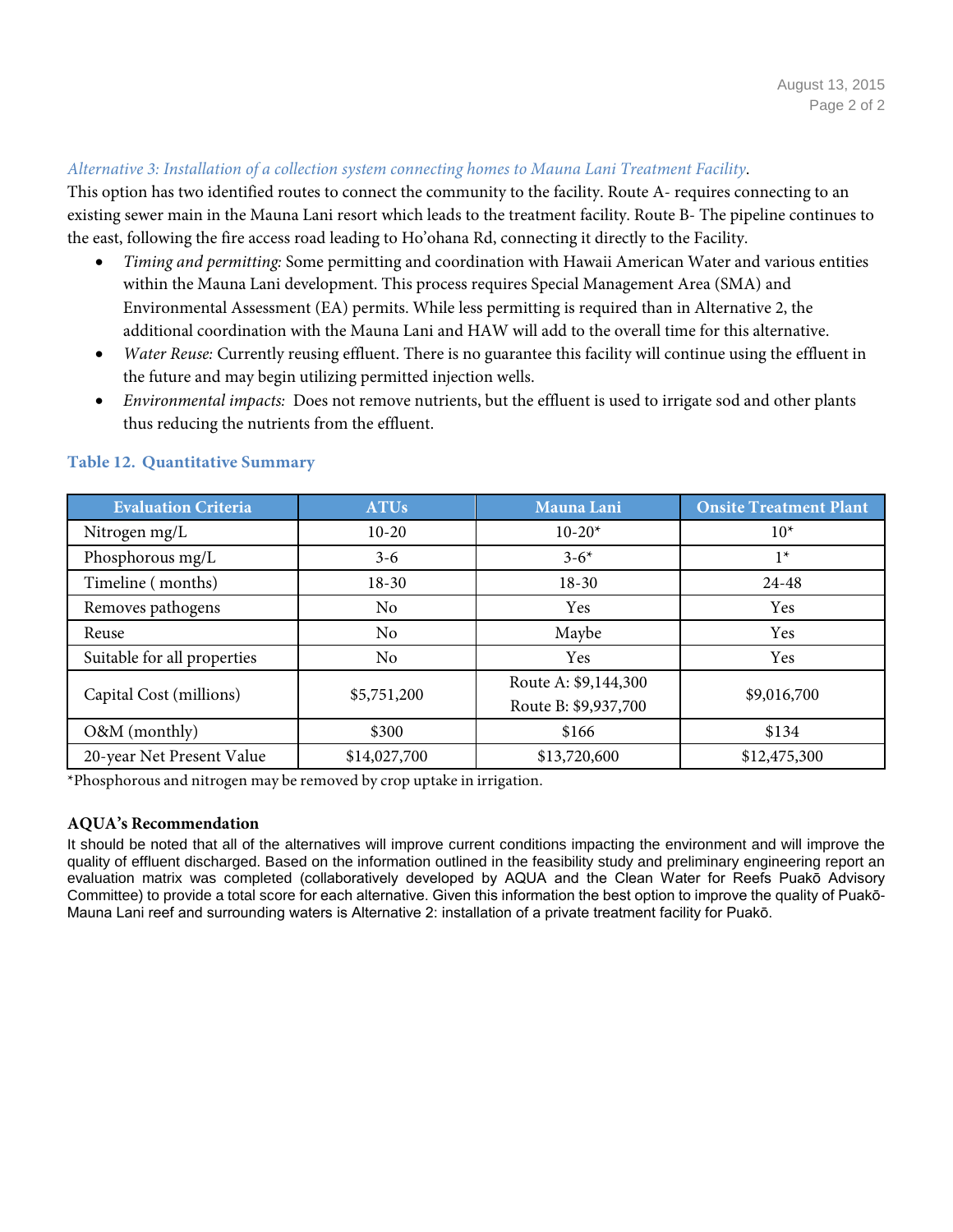*Alternative 3: Installation of a collection system connecting homes to Mauna Lani Treatment Facility*.

This option has two identified routes to connect the community to the facility. Route A- requires connecting to an existing sewer main in the Mauna Lani resort which leads to the treatment facility. Route B- The pipeline continues to the east, following the fire access road leading to Ho'ohana Rd, connecting it directly to the Facility.

- *Timing and permitting:* Some permitting and coordination with Hawaii American Water and various entities within the Mauna Lani development. This process requires Special Management Area (SMA) and Environmental Assessment (EA) permits. While less permitting is required than in Alternative 2, the additional coordination with the Mauna Lani and HAW will add to the overall time for this alternative.
- *Water Reuse:* Currently reusing effluent. There is no guarantee this facility will continue using the effluent in the future and may begin utilizing permitted injection wells.
- *Environmental impacts:* Does not remove nutrients, but the effluent is used to irrigate sod and other plants thus reducing the nutrients from the effluent.

**Table 12. Quantitative Summary**

| Evaluation Criteria | ATUs | Mauna Lani | Onsite Treatment Plant |
|---|---|---|---|
| Nitrogen mg/L | 10-20 | 10-20* | 10* |
| Phosphorous mg/L | 3-6 | 3-6* | 1* |
| Timeline ( months) | 18-30 | 18-30 | 24-48 |
| Removes pathogens | No | Yes | Yes |
| Reuse | No | Maybe | Yes |
| Suitable for all properties | No | Yes | Yes |
| Capital Cost (millions) | $5,751,200 | Route A: $9,144,300<br>Route B: $9,937,700 | $9,016,700 |
| O&M (monthly) | $300 | $166 | $134 |
| 20-year Net Present Value | $14,027,700 | $13,720,600 | $12,475,300 |

*Phosphorous and nitrogen may be removed by crop uptake in irrigation.

**AQUA's Recommendation**

It should be noted that all of the alternatives will improve current conditions impacting the environment and will improve the quality of effluent discharged. Based on the information outlined in the feasibility study and preliminary engineering report an evaluation matrix was completed (collaboratively developed by AQUA and the Clean Water for Reefs Puakō Advisory Committee) to provide a total score for each alternative. Given this information the best option to improve the quality of Puakō-Mauna Lani reef and surrounding waters is Alternative 2: installation of a private treatment facility for Puakō.